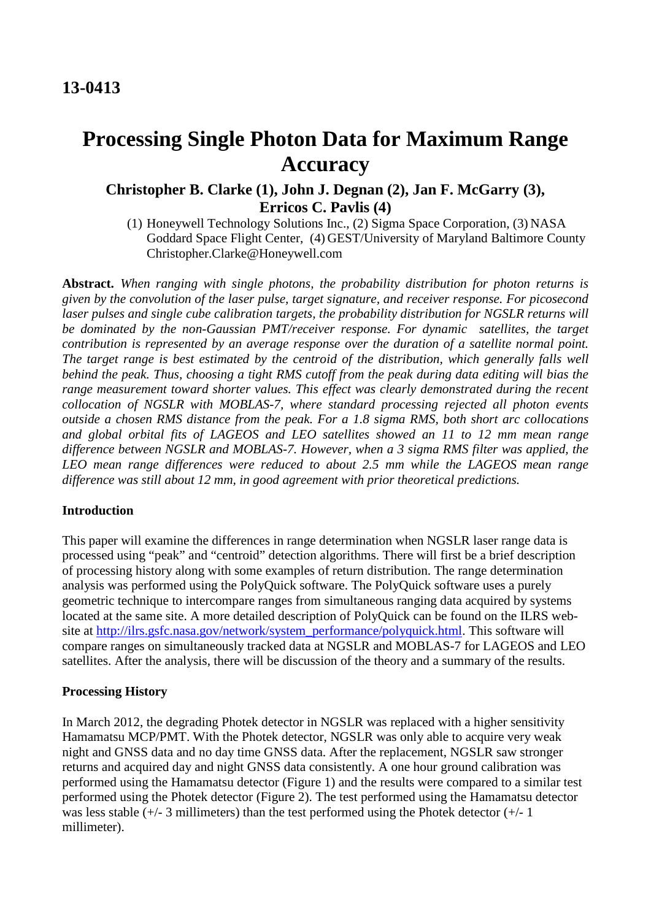**13-0413**

# Processing Single Photon Data for Maximum Range Accuracy

**Christopher B. Clarke (1), John J. Degnan (2), Jan F. McGarry (3), Erricos C. Pavlis (4)**

(1) Honeywell Technology Solutions Inc., (2) Sigma Space Corporation, (3) NASA Goddard Space Flight Center, (4) GEST/University of Maryland Baltimore County
Christopher.Clarke@Honeywell.com

**Abstract.** *When ranging with single photons, the probability distribution for photon returns is given by the convolution of the laser pulse, target signature, and receiver response. For picosecond laser pulses and single cube calibration targets, the probability distribution for NGSLR returns will be dominated by the non-Gaussian PMT/receiver response. For dynamic satellites, the target contribution is represented by an average response over the duration of a satellite normal point. The target range is best estimated by the centroid of the distribution, which generally falls well behind the peak. Thus, choosing a tight RMS cutoff from the peak during data editing will bias the range measurement toward shorter values. This effect was clearly demonstrated during the recent collocation of NGSLR with MOBLAS-7, where standard processing rejected all photon events outside a chosen RMS distance from the peak. For a 1.8 sigma RMS, both short arc collocations and global orbital fits of LAGEOS and LEO satellites showed an 11 to 12 mm mean range difference between NGSLR and MOBLAS-7. However, when a 3 sigma RMS filter was applied, the LEO mean range differences were reduced to about 2.5 mm while the LAGEOS mean range difference was still about 12 mm, in good agreement with prior theoretical predictions.*

### Introduction

This paper will examine the differences in range determination when NGSLR laser range data is processed using "peak" and "centroid" detection algorithms. There will first be a brief description of processing history along with some examples of return distribution. The range determination analysis was performed using the PolyQuick software. The PolyQuick software uses a purely geometric technique to intercompare ranges from simultaneous ranging data acquired by systems located at the same site. A more detailed description of PolyQuick can be found on the ILRS web-site at http://ilrs.gsfc.nasa.gov/network/system_performance/polyquick.html. This software will compare ranges on simultaneously tracked data at NGSLR and MOBLAS-7 for LAGEOS and LEO satellites. After the analysis, there will be discussion of the theory and a summary of the results.

### Processing History

In March 2012, the degrading Photek detector in NGSLR was replaced with a higher sensitivity Hamamatsu MCP/PMT. With the Photek detector, NGSLR was only able to acquire very weak night and GNSS data and no day time GNSS data. After the replacement, NGSLR saw stronger returns and acquired day and night GNSS data consistently. A one hour ground calibration was performed using the Hamamatsu detector (Figure 1) and the results were compared to a similar test performed using the Photek detector (Figure 2). The test performed using the Hamamatsu detector was less stable (+/- 3 millimeters) than the test performed using the Photek detector (+/- 1 millimeter).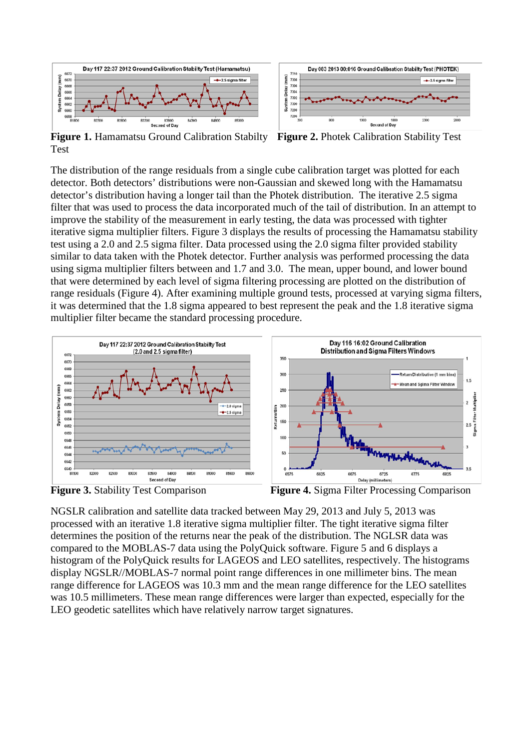**Figure 1.** Hamamatsu Ground Calibration Stability Test

**Figure 2.** Photek Calibration Stability Test

The distribution of the range residuals from a single cube calibration target was plotted for each detector. Both detectors' distributions were non-Gaussian and skewed long with the Hamamatsu detector's distribution having a longer tail than the Photek distribution. The iterative 2.5 sigma filter that was used to process the data incorporated much of the tail of distribution. In an attempt to improve the stability of the measurement in early testing, the data was processed with tighter iterative sigma multiplier filters. Figure 3 displays the results of processing the Hamamatsu stability test using a 2.0 and 2.5 sigma filter. Data processed using the 2.0 sigma filter provided stability similar to data taken with the Photek detector. Further analysis was performed processing the data using sigma multiplier filters between and 1.7 and 3.0. The mean, upper bound, and lower bound that were determined by each level of sigma filtering processing are plotted on the distribution of range residuals (Figure 4). After examining multiple ground tests, processed at varying sigma filters, it was determined that the 1.8 sigma appeared to best represent the peak and the 1.8 iterative sigma multiplier filter became the standard processing procedure.

**Figure 3.** Stability Test Comparison

**Figure 4.** Sigma Filter Processing Comparison

NGSLR calibration and satellite data tracked between May 29, 2013 and July 5, 2013 was processed with an iterative 1.8 iterative sigma multiplier filter. The tight iterative sigma filter determines the position of the returns near the peak of the distribution. The NGLSR data was compared to the MOBLAS-7 data using the PolyQuick software. Figure 5 and 6 displays a histogram of the PolyQuick results for LAGEOS and LEO satellites, respectively. The histograms display NGSLR//MOBLAS-7 normal point range differences in one millimeter bins. The mean range difference for LAGEOS was 10.3 mm and the mean range difference for the LEO satellites was 10.5 millimeters. These mean range differences were larger than expected, especially for the LEO geodetic satellites which have relatively narrow target signatures.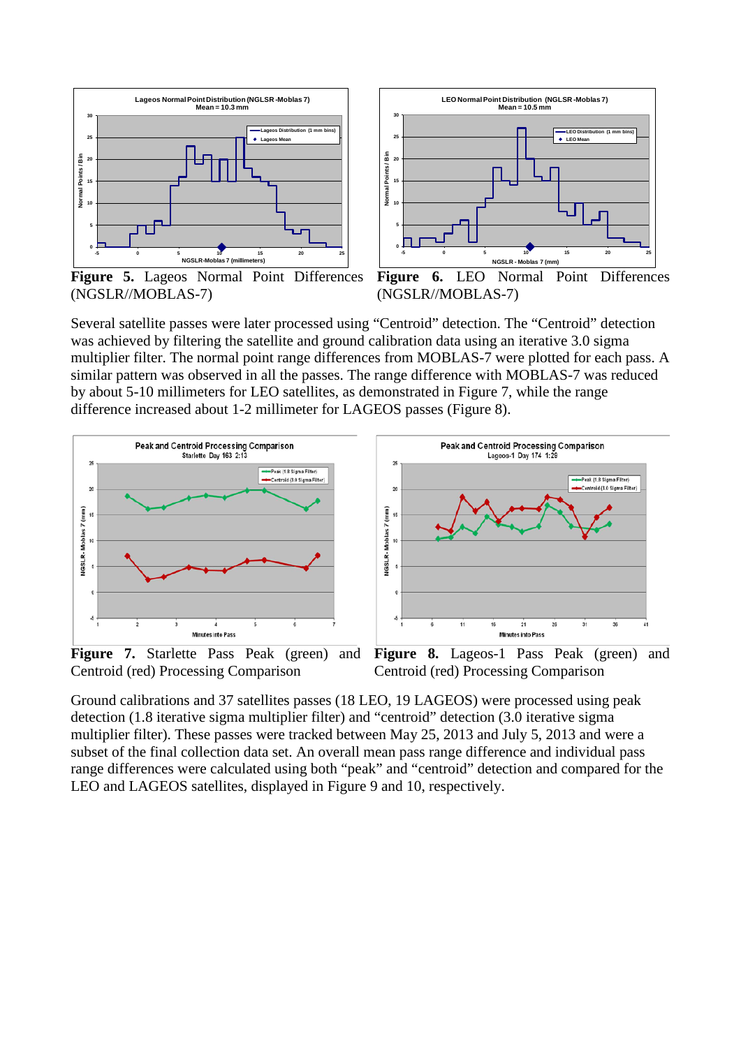**Figure 5.** Lageos Normal Point Differences (NGSLR//MOBLAS-7)

**Figure 6.** LEO Normal Point Differences (NGSLR//MOBLAS-7)

Several satellite passes were later processed using "Centroid" detection. The "Centroid" detection was achieved by filtering the satellite and ground calibration data using an iterative 3.0 sigma multiplier filter. The normal point range differences from MOBLAS-7 were plotted for each pass. A similar pattern was observed in all the passes. The range difference with MOBLAS-7 was reduced by about 5-10 millimeters for LEO satellites, as demonstrated in Figure 7, while the range difference increased about 1-2 millimeter for LAGEOS passes (Figure 8).

**Figure 7.** Starlette Pass Peak (green) and Centroid (red) Processing Comparison

**Figure 8.** Lageos-1 Pass Peak (green) and Centroid (red) Processing Comparison

Ground calibrations and 37 satellites passes (18 LEO, 19 LAGEOS) were processed using peak detection (1.8 iterative sigma multiplier filter) and "centroid" detection (3.0 iterative sigma multiplier filter). These passes were tracked between May 25, 2013 and July 5, 2013 and were a subset of the final collection data set. An overall mean pass range difference and individual pass range differences were calculated using both "peak" and "centroid" detection and compared for the LEO and LAGEOS satellites, displayed in Figure 9 and 10, respectively.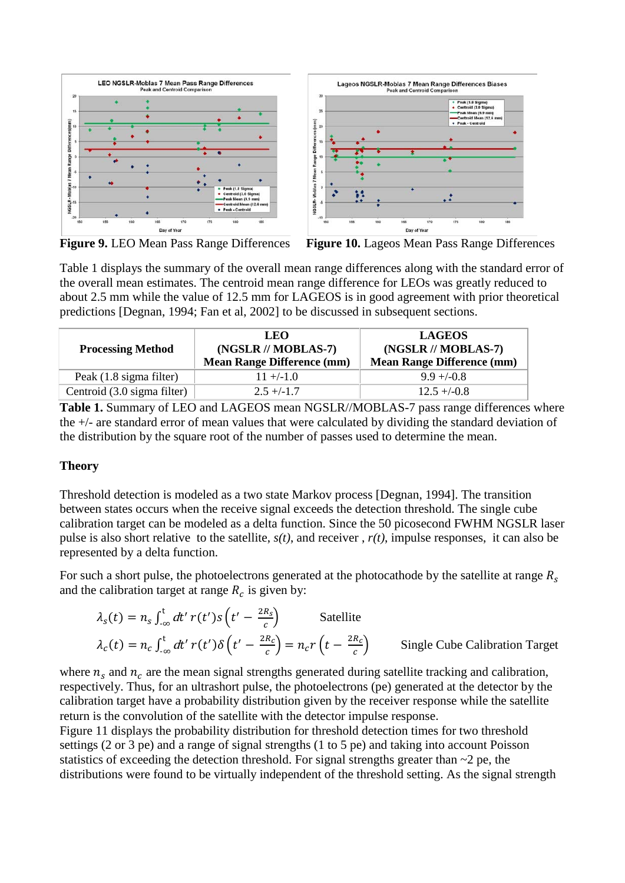**Figure 9.** LEO Mean Pass Range Differences

**Figure 10.** Lageos Mean Pass Range Differences

Table 1 displays the summary of the overall mean range differences along with the standard error of the overall mean estimates. The centroid mean range difference for LEOs was greatly reduced to about 2.5 mm while the value of 12.5 mm for LAGEOS is in good agreement with prior theoretical predictions [Degnan, 1994; Fan et al, 2002] to be discussed in subsequent sections.

| Processing Method | LEO (NGSLR // MOBLAS-7) Mean Range Difference (mm) | LAGEOS (NGSLR // MOBLAS-7) Mean Range Difference (mm) |
|---|---|---|
| Peak (1.8 sigma filter) | 11 +/-1.0 | 9.9 +/-0.8 |
| Centroid (3.0 sigma filter) | 2.5 +/-1.7 | 12.5 +/-0.8 |

**Table 1.** Summary of LEO and LAGEOS mean NGSLR//MOBLAS-7 pass range differences where the +/- are standard error of mean values that were calculated by dividing the standard deviation of the distribution by the square root of the number of passes used to determine the mean.

## Theory

Threshold detection is modeled as a two state Markov process [Degnan, 1994]. The transition between states occurs when the receive signal exceeds the detection threshold. The single cube calibration target can be modeled as a delta function. Since the 50 picosecond FWHM NGSLR laser pulse is also short relative to the satellite, *s(t)*, and receiver , *r(t)*, impulse responses, it can also be represented by a delta function.

For such a short pulse, the photoelectrons generated at the photocathode by the satellite at range $R_s$ and the calibration target at range $R_c$ is given by:

$$\lambda_s(t) = n_s \int_{-\infty}^{t} dt'\, r(t')\, s\left(t' - \frac{2R_s}{c}\right) \qquad \text{Satellite}$$

$$\lambda_c(t) = n_c \int_{-\infty}^{t} dt'\, r(t')\, \delta\left(t' - \frac{2R_c}{c}\right) = n_c r\left(t - \frac{2R_c}{c}\right) \qquad \text{Single Cube Calibration Target}$$

where $n_s$ and $n_c$ are the mean signal strengths generated during satellite tracking and calibration, respectively. Thus, for an ultrashort pulse, the photoelectrons (pe) generated at the detector by the calibration target have a probability distribution given by the receiver response while the satellite return is the convolution of the satellite with the detector impulse response.

Figure 11 displays the probability distribution for threshold detection times for two threshold settings (2 or 3 pe) and a range of signal strengths (1 to 5 pe) and taking into account Poisson statistics of exceeding the detection threshold. For signal strengths greater than ~2 pe, the distributions were found to be virtually independent of the threshold setting. As the signal strength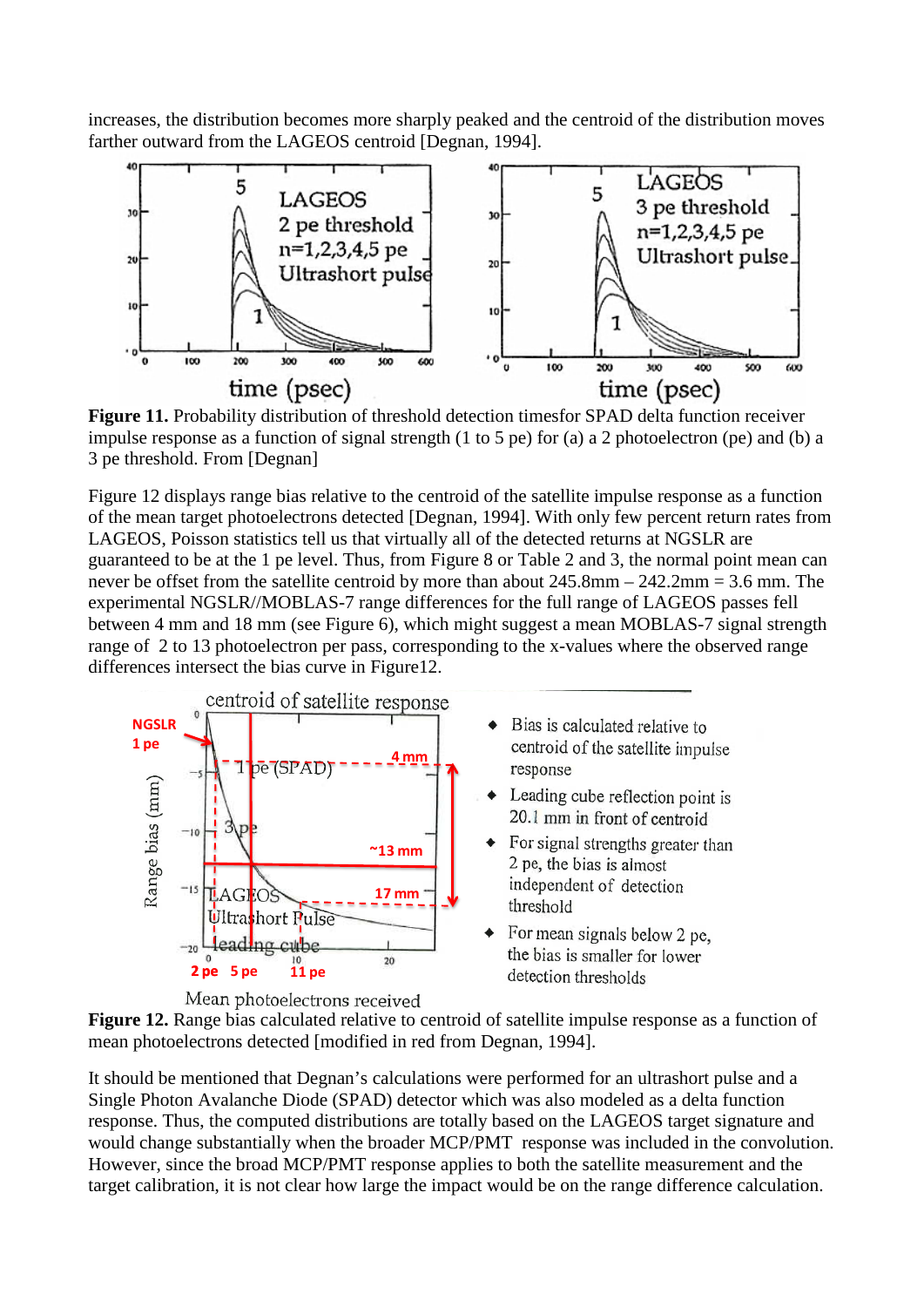increases, the distribution becomes more sharply peaked and the centroid of the distribution moves farther outward from the LAGEOS centroid [Degnan, 1994].

**Figure 11.** Probability distribution of threshold detection timesfor SPAD delta function receiver impulse response as a function of signal strength (1 to 5 pe) for (a) a 2 photoelectron (pe) and (b) a 3 pe threshold. From [Degnan]

Figure 12 displays range bias relative to the centroid of the satellite impulse response as a function of the mean target photoelectrons detected [Degnan, 1994]. With only few percent return rates from LAGEOS, Poisson statistics tell us that virtually all of the detected returns at NGSLR are guaranteed to be at the 1 pe level. Thus, from Figure 8 or Table 2 and 3, the normal point mean can never be offset from the satellite centroid by more than about 245.8mm – 242.2mm = 3.6 mm. The experimental NGSLR//MOBLAS-7 range differences for the full range of LAGEOS passes fell between 4 mm and 18 mm (see Figure 6), which might suggest a mean MOBLAS-7 signal strength range of 2 to 13 photoelectron per pass, corresponding to the x-values where the observed range differences intersect the bias curve in Figure12.

- Bias is calculated relative to centroid of the satellite impulse response
- Leading cube reflection point is 20.1 mm in front of centroid
- For signal strengths greater than 2 pe, the bias is almost independent of detection threshold
- For mean signals below 2 pe, the bias is smaller for lower detection thresholds

**Figure 12.** Range bias calculated relative to centroid of satellite impulse response as a function of mean photoelectrons detected [modified in red from Degnan, 1994].

It should be mentioned that Degnan's calculations were performed for an ultrashort pulse and a Single Photon Avalanche Diode (SPAD) detector which was also modeled as a delta function response. Thus, the computed distributions are totally based on the LAGEOS target signature and would change substantially when the broader MCP/PMT response was included in the convolution. However, since the broad MCP/PMT response applies to both the satellite measurement and the target calibration, it is not clear how large the impact would be on the range difference calculation.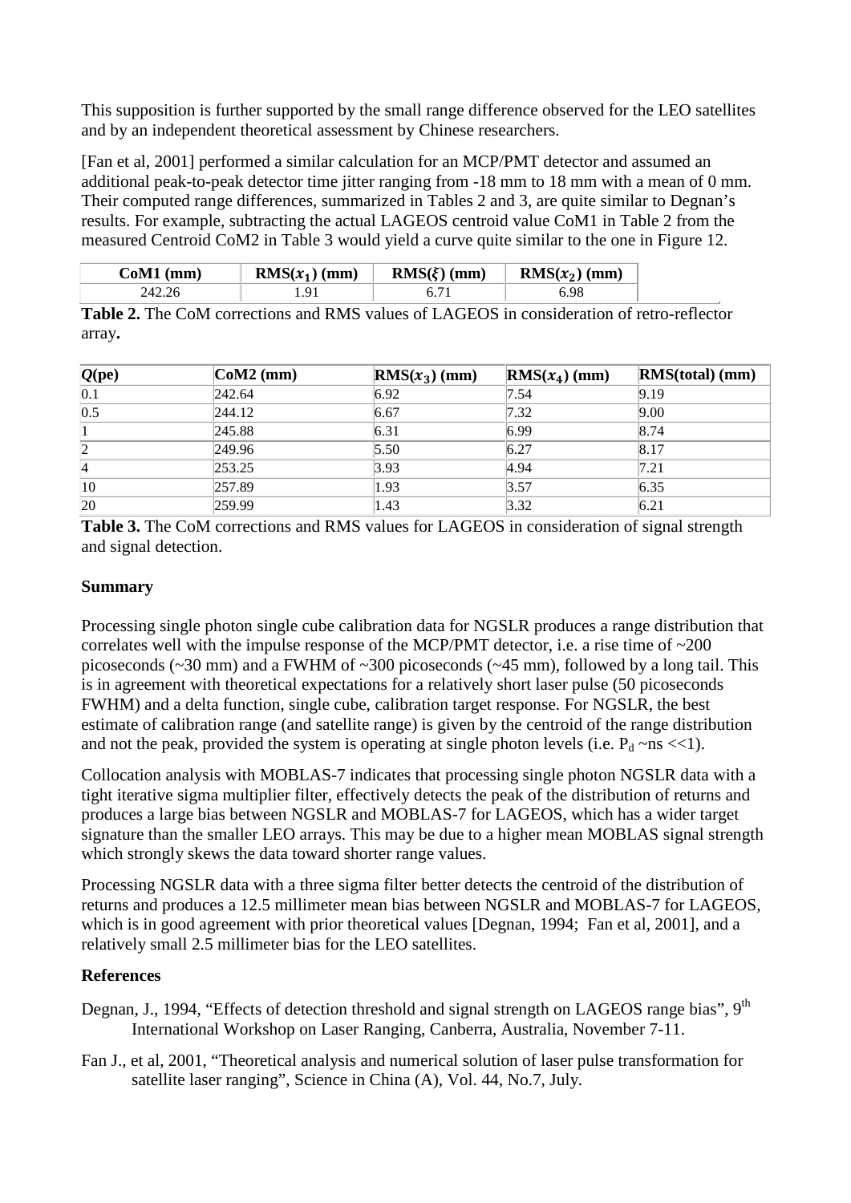This supposition is further supported by the small range difference observed for the LEO satellites and by an independent theoretical assessment by Chinese researchers.

[Fan et al, 2001] performed a similar calculation for an MCP/PMT detector and assumed an additional peak-to-peak detector time jitter ranging from -18 mm to 18 mm with a mean of 0 mm. Their computed range differences, summarized in Tables 2 and 3, are quite similar to Degnan's results. For example, subtracting the actual LAGEOS centroid value CoM1 in Table 2 from the measured Centroid CoM2 in Table 3 would yield a curve quite similar to the one in Figure 12.

| CoM1 (mm) | RMS($x_1$) (mm) | RMS($\xi$) (mm) | RMS($x_2$) (mm) |
|---|---|---|---|
| 242.26 | 1.91 | 6.71 | 6.98 |

**Table 2.** The CoM corrections and RMS values of LAGEOS in consideration of retro-reflector array**.**

| $Q$(pe) | CoM2 (mm) | RMS($x_3$) (mm) | RMS($x_4$) (mm) | RMS(total) (mm) |
|---|---|---|---|---|
| 0.1 | 242.64 | 6.92 | 7.54 | 9.19 |
| 0.5 | 244.12 | 6.67 | 7.32 | 9.00 |
| 1 | 245.88 | 6.31 | 6.99 | 8.74 |
| 2 | 249.96 | 5.50 | 6.27 | 8.17 |
| 4 | 253.25 | 3.93 | 4.94 | 7.21 |
| 10 | 257.89 | 1.93 | 3.57 | 6.35 |
| 20 | 259.99 | 1.43 | 3.32 | 6.21 |

**Table 3.** The CoM corrections and RMS values for LAGEOS in consideration of signal strength and signal detection.

## Summary

Processing single photon single cube calibration data for NGSLR produces a range distribution that correlates well with the impulse response of the MCP/PMT detector, i.e. a rise time of ~200 picoseconds (~30 mm) and a FWHM of ~300 picoseconds (~45 mm), followed by a long tail. This is in agreement with theoretical expectations for a relatively short laser pulse (50 picoseconds FWHM) and a delta function, single cube, calibration target response. For NGSLR, the best estimate of calibration range (and satellite range) is given by the centroid of the range distribution and not the peak, provided the system is operating at single photon levels (i.e. $P_d \sim n_s << 1$).

Collocation analysis with MOBLAS-7 indicates that processing single photon NGSLR data with a tight iterative sigma multiplier filter, effectively detects the peak of the distribution of returns and produces a large bias between NGSLR and MOBLAS-7 for LAGEOS, which has a wider target signature than the smaller LEO arrays. This may be due to a higher mean MOBLAS signal strength which strongly skews the data toward shorter range values.

Processing NGSLR data with a three sigma filter better detects the centroid of the distribution of returns and produces a 12.5 millimeter mean bias between NGSLR and MOBLAS-7 for LAGEOS, which is in good agreement with prior theoretical values [Degnan, 1994; Fan et al, 2001], and a relatively small 2.5 millimeter bias for the LEO satellites.

## References

Degnan, J., 1994, "Effects of detection threshold and signal strength on LAGEOS range bias", 9th International Workshop on Laser Ranging, Canberra, Australia, November 7-11.

Fan J., et al, 2001, "Theoretical analysis and numerical solution of laser pulse transformation for satellite laser ranging", Science in China (A), Vol. 44, No.7, July.